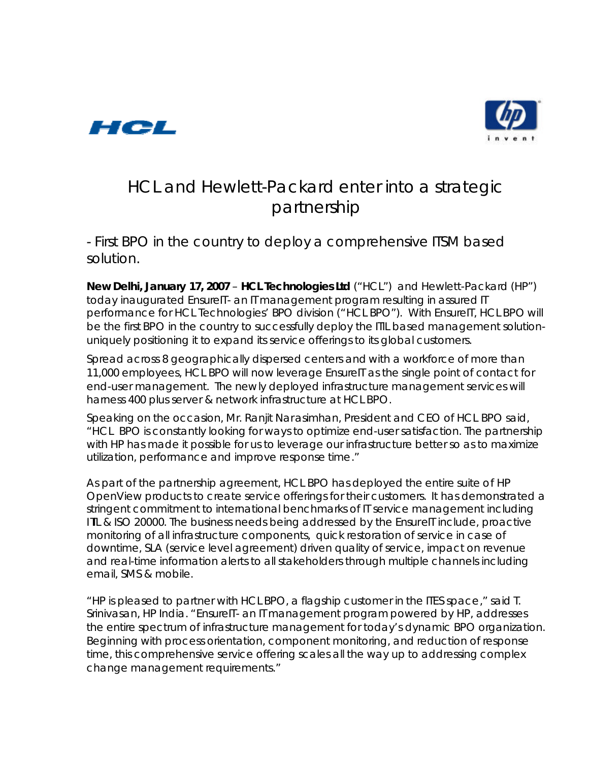# HCL and Hewlett-Packard enter into a strategic partnership

## - First BPO in the country to deploy a comprehensive ITSM based solution.

**New Delhi, January 17, 2007** – **HCL Technologies Ltd** ("HCL") and Hewlett-Packard (HP") today inaugurated EnsureIT- an IT management program resulting in assured IT performance for HCL Technologies' BPO division ("HCL BPO"). With EnsureIT, HCL BPO will be the first BPO in the country to successfully deploy the ITIL based management solution-uniquely positioning it to expand its service offerings to its global customers.

Spread across 8 geographically dispersed centers and with a workforce of more than 11,000 employees, HCL BPO will now leverage EnsureIT as the single point of contact for end-user management. The newly deployed infrastructure management services will harness 400 plus server & network infrastructure at HCL BPO.

Speaking on the occasion, Mr. Ranjit Narasimhan, President and CEO of HCL BPO said, "HCL BPO is constantly looking for ways to optimize end-user satisfaction. The partnership with HP has made it possible for us to leverage our infrastructure better so as to maximize utilization, performance and improve response time."

As part of the partnership agreement, HCL BPO has deployed the entire suite of HP OpenView products to create service offerings for their customers. It has demonstrated a stringent commitment to international benchmarks of IT service management including ITIL & ISO 20000. The business needs being addressed by the EnsureIT include, proactive monitoring of all infrastructure components, quick restoration of service in case of downtime, SLA (service level agreement) driven quality of service, impact on revenue and real-time information alerts to all stakeholders through multiple channels including email, SMS & mobile.

"HP is pleased to partner with HCL BPO, a flagship customer in the ITES space," said T. Srinivasan, HP India. "EnsureIT- an IT management program powered by HP, addresses the entire spectrum of infrastructure management for today's dynamic BPO organization. Beginning with process orientation, component monitoring, and reduction of response time, this comprehensive service offering scales all the way up to addressing complex change management requirements."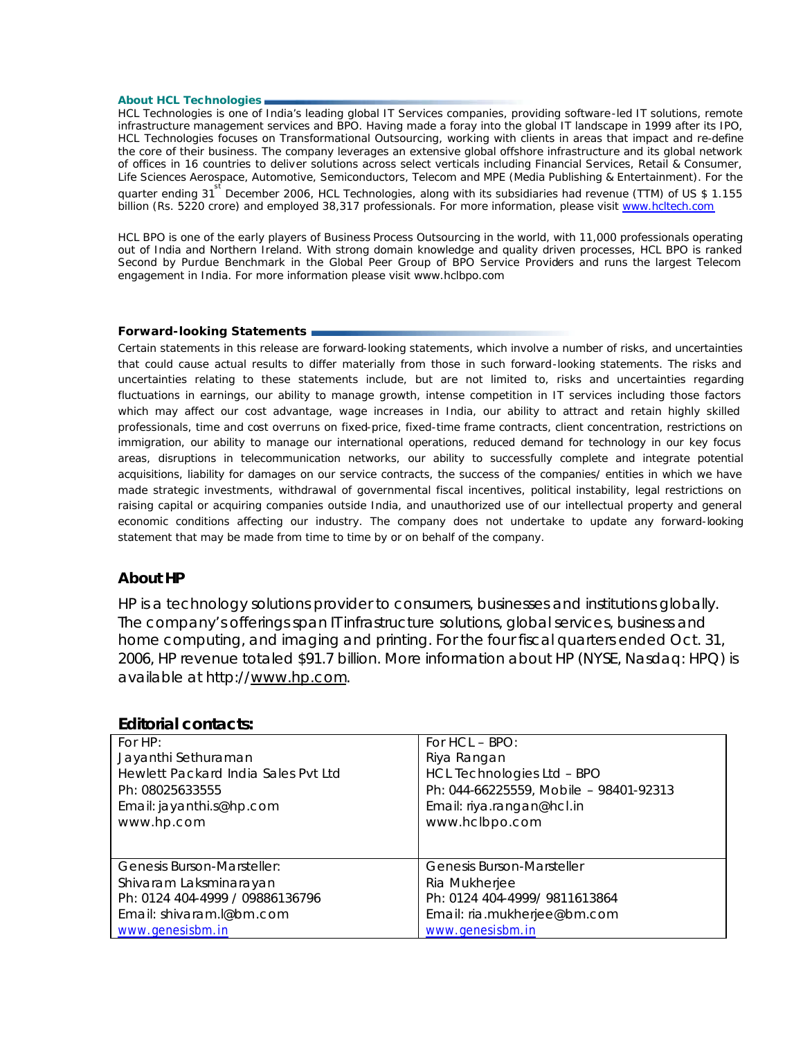**About HCL Technologies**

HCL Technologies is one of India's leading global IT Services companies, providing software-led IT solutions, remote infrastructure management services and BPO. Having made a foray into the global IT landscape in 1999 after its IPO, HCL Technologies focuses on Transformational Outsourcing, working with clients in areas that impact and re-define the core of their business. The company leverages an extensive global offshore infrastructure and its global network of offices in 16 countries to deliver solutions across select verticals including Financial Services, Retail & Consumer, Life Sciences Aerospace, Automotive, Semiconductors, Telecom and MPE (Media Publishing & Entertainment). For the quarter ending 31st December 2006, HCL Technologies, along with its subsidiaries had revenue (TTM) of US $ 1.155 billion (Rs. 5220 crore) and employed 38,317 professionals. For more information, please visit www.hcltech.com

HCL BPO is one of the early players of Business Process Outsourcing in the world, with 11,000 professionals operating out of India and Northern Ireland. With strong domain knowledge and quality driven processes, HCL BPO is ranked Second by Purdue Benchmark in the Global Peer Group of BPO Service Providers and runs the largest Telecom engagement in India. For more information please visit www.hclbpo.com

**Forward-looking Statements**

Certain statements in this release are forward-looking statements, which involve a number of risks, and uncertainties that could cause actual results to differ materially from those in such forward-looking statements. The risks and uncertainties relating to these statements include, but are not limited to, risks and uncertainties regarding fluctuations in earnings, our ability to manage growth, intense competition in IT services including those factors which may affect our cost advantage, wage increases in India, our ability to attract and retain highly skilled professionals, time and cost overruns on fixed-price, fixed-time frame contracts, client concentration, restrictions on immigration, our ability to manage our international operations, reduced demand for technology in our key focus areas, disruptions in telecommunication networks, our ability to successfully complete and integrate potential acquisitions, liability for damages on our service contracts, the success of the companies/ entities in which we have made strategic investments, withdrawal of governmental fiscal incentives, political instability, legal restrictions on raising capital or acquiring companies outside India, and unauthorized use of our intellectual property and general economic conditions affecting our industry. The company does not undertake to update any forward-looking statement that may be made from time to time by or on behalf of the company.

## About HP

HP is a technology solutions provider to consumers, businesses and institutions globally. The company's offerings span IT infrastructure solutions, global services, business and home computing, and imaging and printing. For the four fiscal quarters ended Oct. 31, 2006, HP revenue totaled $91.7 billion. More information about HP (NYSE, Nasdaq: HPQ) is available at http://www.hp.com.

**Editorial contacts:**

| | |
|---|---|
| For HP:<br>Jayanthi Sethuraman<br>Hewlett Packard India Sales Pvt Ltd<br>Ph: 08025633555<br>Email: jayanthi.s@hp.com<br>www.hp.com | For HCL – BPO:<br>Riya Rangan<br>HCL Technologies Ltd – BPO<br>Ph: 044-66225559, Mobile – 98401-92313<br>Email: riya.rangan@hcl.in<br>www.hclbpo.com |
| Genesis Burson-Marsteller:<br>Shivaram Laksminarayan<br>Ph: 0124 404-4999 / 09886136796<br>Email: shivaram.l@bm.com<br>www.genesisbm.in | Genesis Burson-Marsteller<br>Ria Mukherjee<br>Ph: 0124 404-4999/ 9811613864<br>Email: ria.mukherjee@bm.com<br>www.genesisbm.in |